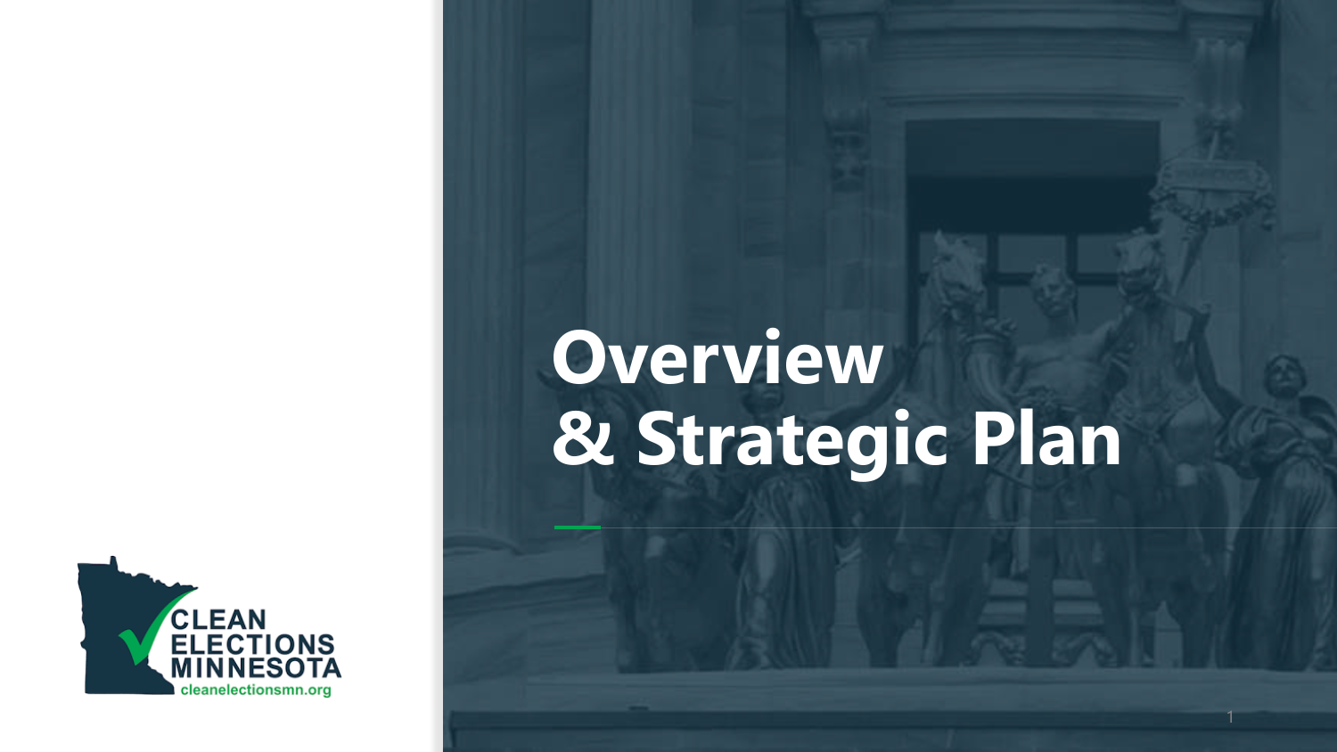# Overview & Strategic Plan

CLEAN ELECTIONS MINNESOTA

cleanelectionsmn.org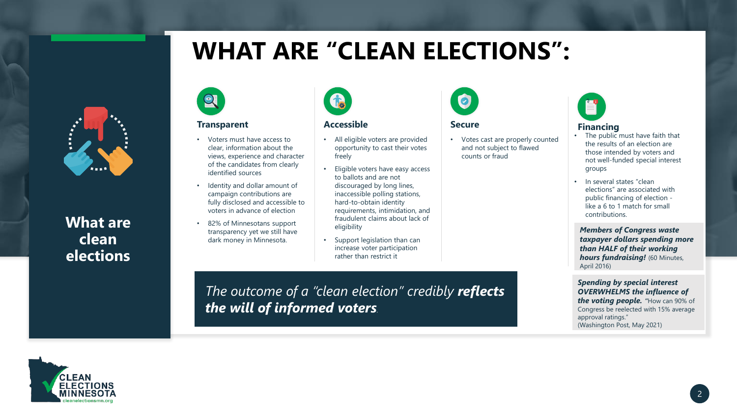# WHAT ARE “CLEAN ELECTIONS”:

## What are clean elections

### Transparent

- Voters must have access to clear, information about the views, experience and character of the candidates from clearly identified sources
- Identity and dollar amount of campaign contributions are fully disclosed and accessible to voters in advance of election
- 82% of Minnesotans support transparency yet we still have dark money in Minnesota.

### Accessible

- All eligible voters are provided opportunity to cast their votes freely
- Eligible voters have easy access to ballots and are not discouraged by long lines, inaccessible polling stations, hard-to-obtain identity requirements, intimidation, and fraudulent claims about lack of eligibility
- Support legislation than can increase voter participation rather than restrict it

### Secure

- Votes cast are properly counted and not subject to flawed counts or fraud

### Financing

- The public must have faith that the results of an election are those intended by voters and not well-funded special interest groups
- In several states “clean elections” are associated with public financing of election - like a 6 to 1 match for small contributions.

***Members of Congress waste taxpayer dollars spending more than HALF of their working hours fundraising!*** (60 Minutes, April 2016)

***Spending by special interest OVERWHELMS the influence of the voting people.*** “How can 90% of Congress be reelected with 15% average approval ratings.” (Washington Post, May 2021)

*The outcome of a “clean election” credibly **reflects the will of informed voters**.*

CLEAN ELECTIONS MINNESOTA
cleanelectionsmn.org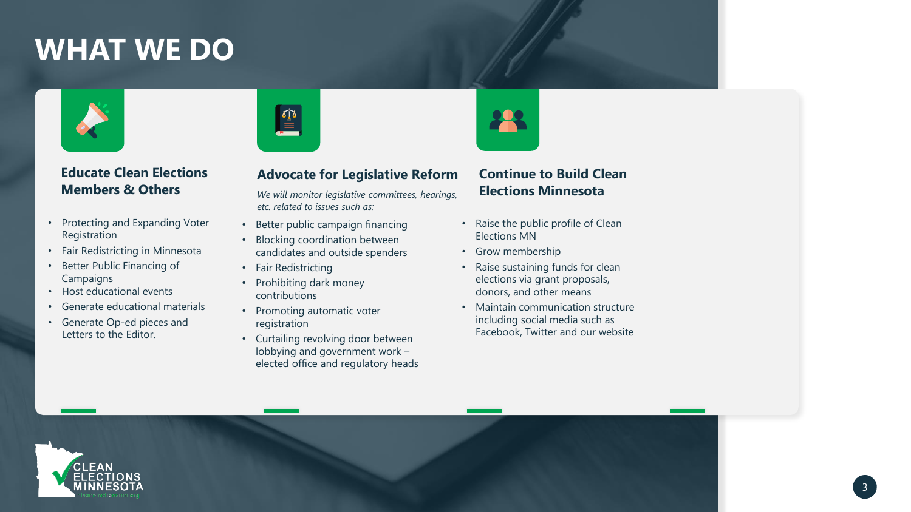# WHAT WE DO

## Educate Clean Elections Members & Others

- Protecting and Expanding Voter Registration
- Fair Redistricting in Minnesota
- Better Public Financing of Campaigns
- Host educational events
- Generate educational materials
- Generate Op-ed pieces and Letters to the Editor.

## Advocate for Legislative Reform

*We will monitor legislative committees, hearings, etc. related to issues such as:*

- Better public campaign financing
- Blocking coordination between candidates and outside spenders
- Fair Redistricting
- Prohibiting dark money contributions
- Promoting automatic voter registration
- Curtailing revolving door between lobbying and government work – elected office and regulatory heads

## Continue to Build Clean Elections Minnesota

- Raise the public profile of Clean Elections MN
- Grow membership
- Raise sustaining funds for clean elections via grant proposals, donors, and other means
- Maintain communication structure including social media such as Facebook, Twitter and our website

CLEAN ELECTIONS MINNESOTA
cleanelectionsmn.org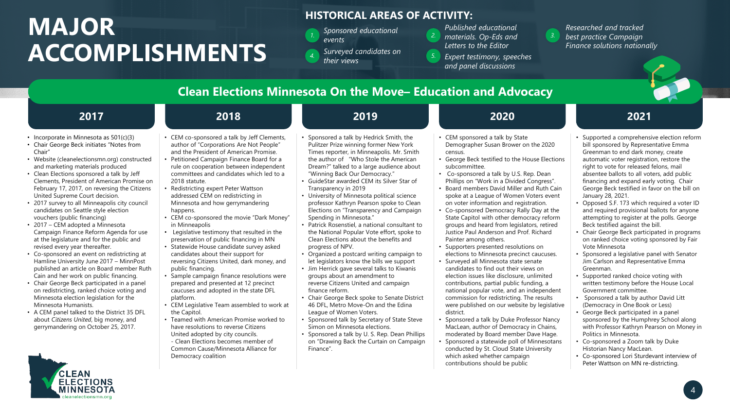# MAJOR ACCOMPLISHMENTS

## HISTORICAL AREAS OF ACTIVITY:

1. *Sponsored educational events*
2. *Published educational materials. Op-Eds and Letters to the Editor*
3. *Researched and tracked best practice Campaign Finance solutions nationally*
4. *Surveyed candidates on their views*
5. *Expert testimony, speeches and panel discussions*

## Clean Elections Minnesota On the Move– Education and Advocacy

### 2017

- Incorporate in Minnesota as 501(c)(3)
- Chair George Beck initiates "Notes from Chair"
- Website (cleanelectionsmn.org) constructed and marketing materials produced
- Clean Elections sponsored a talk by Jeff Clements, President of American Promise on February 17, 2017, on reversing the Citizens United Supreme Court decision.
- 2017 survey to all Minneapolis city council candidates on Seattle style election vouchers (public financing)
- 2017 – CEM adopted a Minnesota Campaign Finance Reform Agenda for use at the legislature and for the public and revised every year thereafter.
- Co-sponsored an event on redistricting at Hamline University June 2017 – MinnPost published an article on Board member Ruth Cain and her work on public financing.
- Chair George Beck participated in a panel on redistricting, ranked choice voting and Minnesota election legislation for the Minnesota Humanists.
- A CEM panel talked to the District 35 DFL about *Citizens United*, big money, and gerrymandering on October 25, 2017.

### 2018

- CEM co-sponsored a talk by Jeff Clements, author of "Corporations Are Not People" and the President of American Promise.
- Petitioned Campaign Finance Board for a rule on cooperation between independent committees and candidates which led to a 2018 statute.
- Redistricting expert Peter Wattson addressed CEM on redistricting in Minnesota and how gerrymandering happens.
- CEM co-sponsored the movie "Dark Money" in Minneapolis
- Legislative testimony that resulted in the preservation of public financing in MN
- Statewide House candidate survey asked candidates about their support for reversing Citizens United, dark money, and public financing.
- Sample campaign finance resolutions were prepared and presented at 12 precinct caucuses and adopted in the state DFL platform.
- CEM Legislative Team assembled to work at the Capitol.
- Teamed with American Promise worked to have resolutions to reverse Citizens United adopted by city councils.
  - Clean Elections becomes member of Common Cause/Minnesota Alliance for Democracy coalition

### 2019

- Sponsored a talk by Hedrick Smith, the Pulitzer Prize winning former New York Times reporter, in Minneapolis. Mr. Smith the author of "Who Stole the American Dream?" talked to a large audience about "Winning Back Our Democracy."
- GuideStar awarded CEM its Silver Star of Transparency in 2019
- University of Minnesota political science professor Kathryn Pearson spoke to Clean Elections on "Transparency and Campaign Spending in Minnesota."
- Patrick Rosenstiel, a national consultant to the National Popular Vote effort, spoke to Clean Elections about the benefits and progress of NPV.
- Organized a postcard writing campaign to let legislators know the bills we support
- Jim Herrick gave several talks to Kiwanis groups about an amendment to reverse Citizens United and campaign finance reform.
- Chair George Beck spoke to Senate District 46 DFL, Metro Move-On and the Edina League of Women Voters.
- Sponsored talk by Secretary of State Steve Simon on Minnesota elections.
- Sponsored a talk by U. S. Rep. Dean Phillips on "Drawing Back the Curtain on Campaign Finance".

### 2020

- CEM sponsored a talk by State Demographer Susan Brower on the 2020 census.
- George Beck testified to the House Elections subcommittee.
- Co-sponsored a talk by U.S. Rep. Dean Phillips on "Work in a Divided Congress".
- Board members David Miller and Ruth Cain spoke at a League of Women Voters event on voter information and registration.
- Co-sponsored Democracy Rally Day at the State Capitol with other democracy reform groups and heard from legislators, retired Justice Paul Anderson and Prof. Richard Painter among others.
- Supporters presented resolutions on elections to Minnesota precinct caucuses.
- Surveyed all Minnesota state senate candidates to find out their views on election issues like disclosure, unlimited contributions, partial public funding, a national popular vote, and an independent commission for redistricting. The results were published on our website by legislative district.
- Sponsored a talk by Duke Professor Nancy MacLean, author of Democracy in Chains, moderated by Board member Dave Hage.
- Sponsored a statewide poll of Minnesotans conducted by St. Cloud State University which asked whether campaign contributions should be public

### 2021

- Supported a comprehensive election reform bill sponsored by Representative Emma Greenman to end dark money, create automatic voter registration, restore the right to vote for released felons, mail absentee ballots to all voters, add public financing and expand early voting. Chair George Beck testified in favor on the bill on January 28, 2021.
- Opposed S.F. 173 which required a voter ID and required provisional ballots for anyone attempting to register at the polls. George Beck testified against the bill.
- Chair George Beck participated in programs on ranked choice voting sponsored by Fair Vote Minnesota
- Sponsored a legislative panel with Senator Jim Carlson and Representative Emma Greenman.
- Supported ranked choice voting with written testimony before the House Local Government committee.
- Sponsored a talk by author David Litt (Democracy in One Book or Less)
- George Beck participated in a panel sponsored by the Humphrey School along with Professor Kathryn Pearson on Money in Politics in Minnesota.
- Co-sponsored a Zoom talk by Duke Historian Nancy MacLean.
- Co-sponsored Lori Sturdevant interview of Peter Wattson on MN re-districting.

CLEAN ELECTIONS MINNESOTA
cleanelectionsmn.org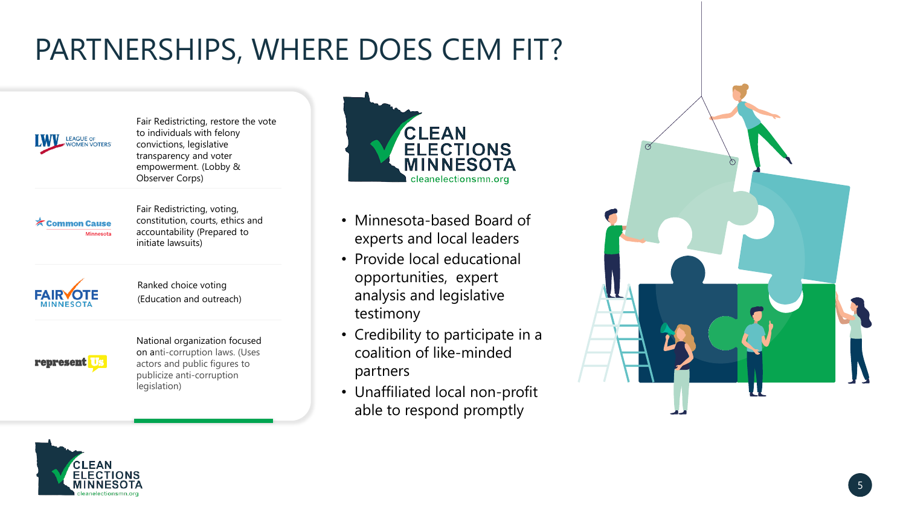# PARTNERSHIPS, WHERE DOES CEM FIT?

| Organization | Focus |
| --- | --- |
| LWV League of Women Voters | Fair Redistricting, restore the vote to individuals with felony convictions, legislative transparency and voter empowerment. (Lobby & Observer Corps) |
| Common Cause Minnesota | Fair Redistricting, voting, constitution, courts, ethics and accountability (Prepared to initiate lawsuits) |
| FairVote Minnesota | Ranked choice voting (Education and outreach) |
| represent Us | National organization focused on anti-corruption laws. (Uses actors and public figures to publicize anti-corruption legislation) |

CLEAN ELECTIONS MINNESOTA
cleanelectionsmn.org

- Minnesota-based Board of experts and local leaders
- Provide local educational opportunities, expert analysis and legislative testimony
- Credibility to participate in a coalition of like-minded partners
- Unaffiliated local non-profit able to respond promptly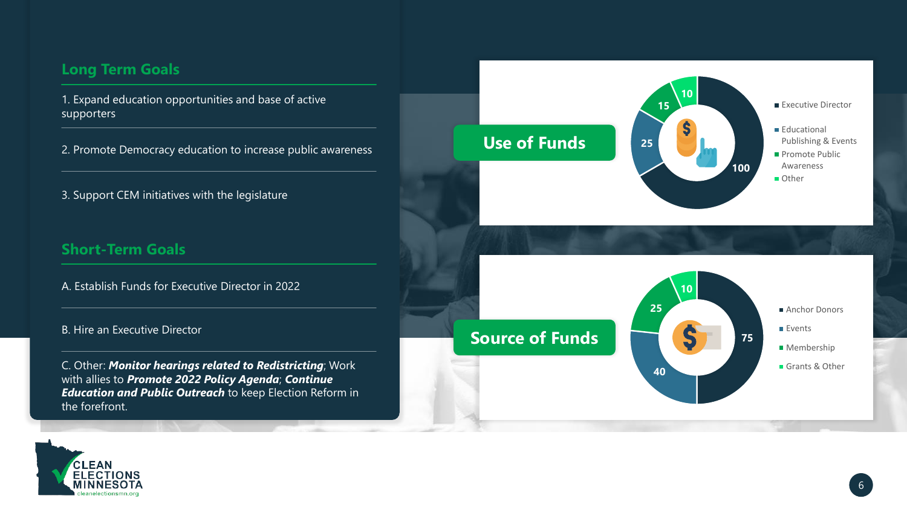## Long Term Goals

1. Expand education opportunities and base of active supporters
2. Promote Democracy education to increase public awareness
3. Support CEM initiatives with the legislature

## Short-Term Goals

A. Establish Funds for Executive Director in 2022

B. Hire an Executive Director

C. Other: ***Monitor hearings related to Redistricting***; Work with allies to ***Promote 2022 Policy Agenda***; ***Continue Education and Public Outreach*** to keep Election Reform in the forefront.

## Use of Funds

| Category | Value |
| --- | --- |
| Executive Director | 100 |
| Educational Publishing & Events | 25 |
| Promote Public Awareness | 15 |
| Other | 10 |

## Source of Funds

| Category | Value |
| --- | --- |
| Anchor Donors | 75 |
| Events | 40 |
| Membership | 25 |
| Grants & Other | 10 |

CLEAN ELECTIONS MINNESOTA
cleanelectionsmn.org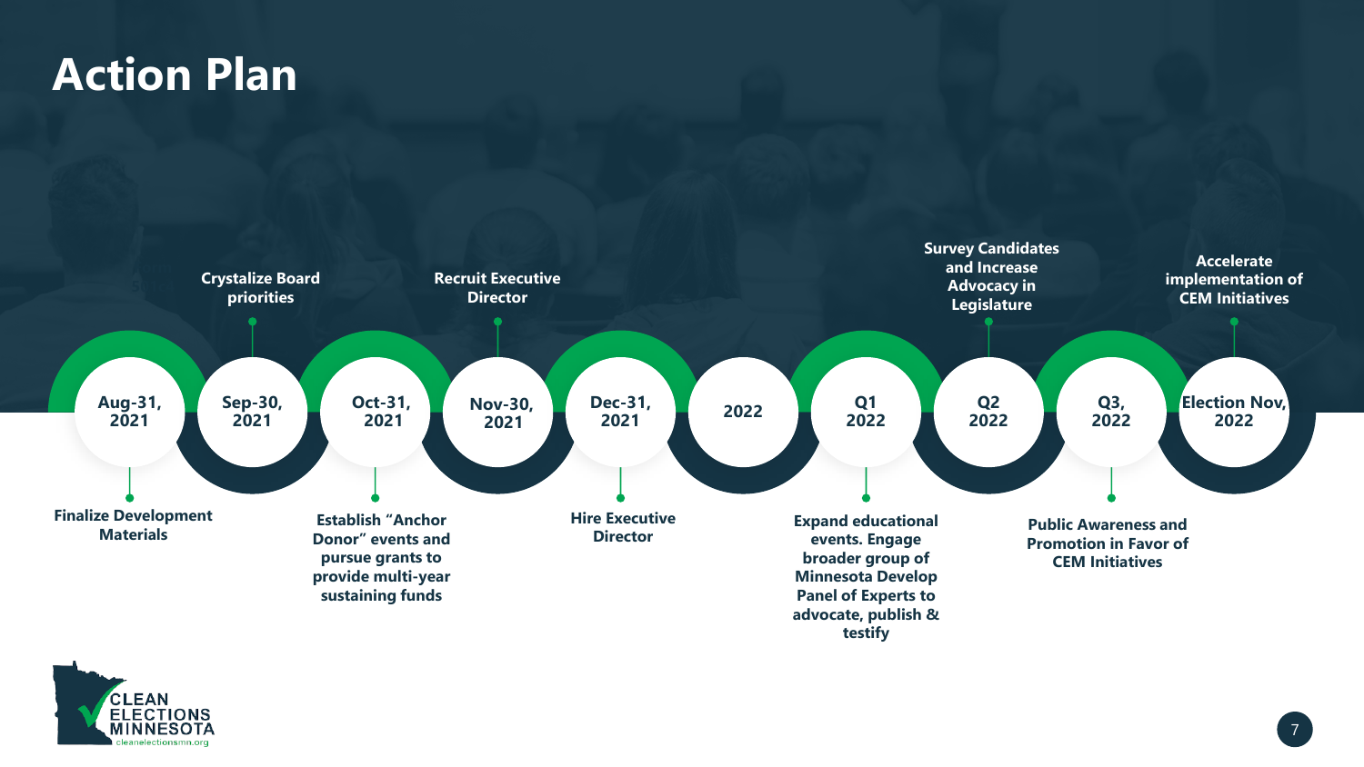# Action Plan

- **Aug-31, 2021** — Finalize Development Materials
- **Sep-30, 2021** — Crystalize Board priorities
- **Oct-31, 2021** — Establish "Anchor Donor" events and pursue grants to provide multi-year sustaining funds
- **Nov-30, 2021** — Recruit Executive Director
- **Dec-31, 2021** — Hire Executive Director
- **2022**
- **Q1 2022** — Expand educational events. Engage broader group of Minnesota Develop Panel of Experts to advocate, publish & testify
- **Q2 2022** — Survey Candidates and Increase Advocacy in Legislature
- **Q3, 2022** — Public Awareness and Promotion in Favor of CEM Initiatives
- **Election Nov, 2022** — Accelerate implementation of CEM Initiatives

CLEAN ELECTIONS MINNESOTA
cleanelectionsmn.org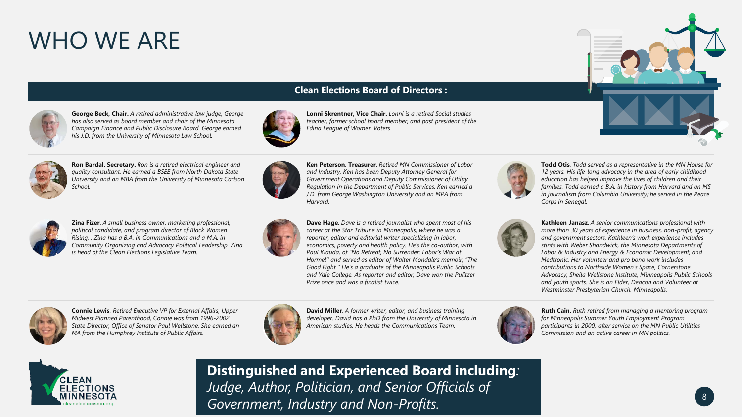# WHO WE ARE

## Clean Elections Board of Directors :

**George Beck, Chair.** *A retired administrative law judge, George has also served as board member and chair of the Minnesota Campaign Finance and Public Disclosure Board. George earned his J.D. from the University of Minnesota Law School.*

**Lonni Skrentner, Vice Chair.** *Lonni is a retired Social studies teacher, former school board member, and past president of the Edina League of Women Voters*

**Ron Bardal, Secretary.** *Ron is a retired electrical engineer and quality consultant. He earned a BSEE from North Dakota State University and an MBA from the University of Minnesota Carlson School.*

**Ken Peterson, Treasurer**. *Retired MN Commissioner of Labor and Industry, Ken has been Deputy Attorney General for Government Operations and Deputy Commissioner of Utility Regulation in the Department of Public Services. Ken earned a J.D. from George Washington University and an MPA from Harvard.*

**Todd Otis**. *Todd served as a representative in the MN House for 12 years. His life-long advocacy in the area of early childhood education has helped improve the lives of children and their families. Todd earned a B.A. in history from Harvard and an MS in journalism from Columbia University; he served in the Peace Corps in Senegal.*

**Zina Fizer**. *A small business owner, marketing professional, political candidate, and program director of Black Women Rising, , Zina has a B.A. in Communications and a M.A. in Community Organizing and Advocacy Political Leadership. Zina is head of the Clean Elections Legislative Team.*

**Dave Hage**. *Dave is a retired journalist who spent most of his career at the Star Tribune in Minneapolis, where he was a reporter, editor and editorial writer specializing in labor, economics, poverty and health policy. He's the co-author, with Paul Klauda, of "No Retreat, No Surrender: Labor's War at Hormel" and served as editor of Walter Mondale's memoir, "The Good Fight." He's a graduate of the Minneapolis Public Schools and Yale College. As reporter and editor, Dave won the Pulitzer Prize once and was a finalist twice.*

**Kathleen Janasz**. *A senior communications professional with more than 30 years of experience in business, non-profit, agency and government sectors, Kathleen's work experience includes stints with Weber Shandwick, the Minnesota Departments of Labor & Industry and Energy & Economic Development, and Medtronic. Her volunteer and pro bono work includes contributions to Northside Women's Space, Cornerstone Advocacy, Sheila Wellstone Institute, Minneapolis Public Schools and youth sports. She is an Elder, Deacon and Volunteer at Westminster Presbyterian Church, Minneapolis.*

**Connie Lewis**. *Retired Executive VP for External Affairs, Upper Midwest Planned Parenthood, Connie was from 1996-2002 State Director, Office of Senator Paul Wellstone. She earned an MA from the Humphrey Institute of Public Affairs.*

**David Miller**. *A former writer, editor, and business training developer. David has a PhD from the University of Minnesota in American studies. He heads the Communications Team.*

**Ruth Cain.** *Ruth retired from managing a mentoring program for Minneapolis Summer Youth Employment Program participants in 2000, after service on the MN Public Utilities Commission and an active career in MN politics.*

CLEAN ELECTIONS MINNESOTA
cleanelectionsmn.org

**Distinguished and Experienced Board including**: *Judge, Author, Politician, and Senior Officials of Government, Industry and Non-Profits.*